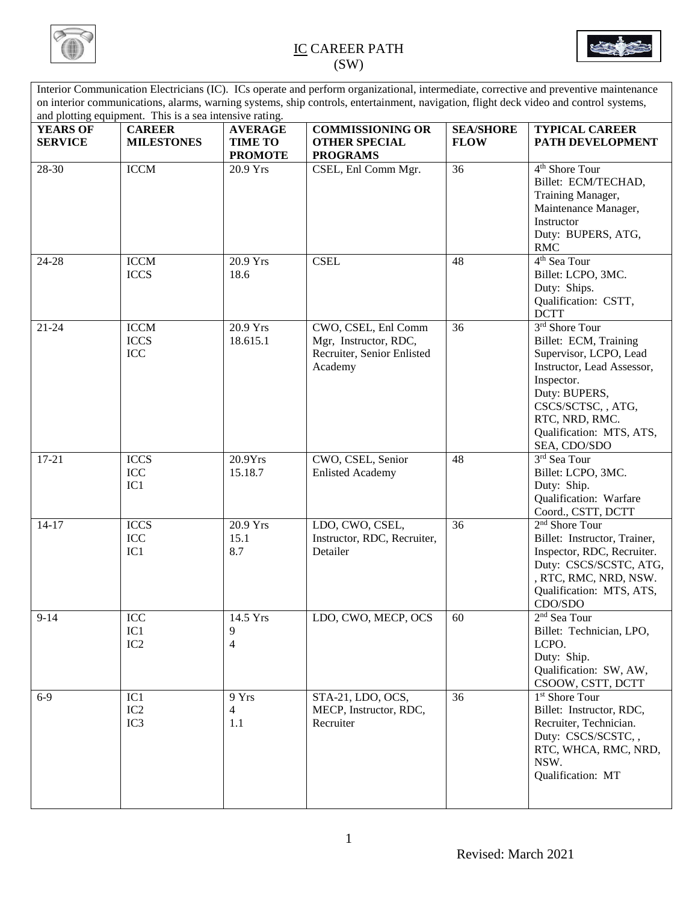# IC CAREER PATH (SW)

Interior Communication Electricians (IC). ICs operate and perform organizational, intermediate, corrective and preventive maintenance on interior communications, alarms, warning systems, ship controls, entertainment, navigation, flight deck video and control systems, and plotting equipment. This is a sea intensive rating.

| YEARS OF SERVICE | CAREER MILESTONES | AVERAGE TIME TO PROMOTE | COMMISSIONING OR OTHER SPECIAL PROGRAMS | SEA/SHORE FLOW | TYPICAL CAREER PATH DEVELOPMENT |
|---|---|---|---|---|---|
| 28-30 | ICCM | 20.9 Yrs | CSEL, Enl Comm Mgr. | 36 | 4th Shore Tour<br>Billet: ECM/TECHAD, Training Manager, Maintenance Manager, Instructor<br>Duty: BUPERS, ATG, RMC |
| 24-28 | ICCM<br>ICCS | 20.9 Yrs<br>18.6 | CSEL | 48 | 4th Sea Tour<br>Billet: LCPO, 3MC.<br>Duty: Ships.<br>Qualification: CSTT, DCTT |
| 21-24 | ICCM<br>ICCS<br>ICC | 20.9 Yrs<br>18.615.1 | CWO, CSEL, Enl Comm Mgr, Instructor, RDC, Recruiter, Senior Enlisted Academy | 36 | 3rd Shore Tour<br>Billet: ECM, Training Supervisor, LCPO, Lead Instructor, Lead Assessor, Inspector.<br>Duty: BUPERS, CSCS/SCTSC, , ATG, RTC, NRD, RMC.<br>Qualification: MTS, ATS, SEA, CDO/SDO |
| 17-21 | ICCS<br>ICC<br>IC1 | 20.9Yrs<br>15.18.7 | CWO, CSEL, Senior Enlisted Academy | 48 | 3rd Sea Tour<br>Billet: LCPO, 3MC.<br>Duty: Ship.<br>Qualification: Warfare Coord., CSTT, DCTT |
| 14-17 | ICCS<br>ICC<br>IC1 | 20.9 Yrs<br>15.1<br>8.7 | LDO, CWO, CSEL, Instructor, RDC, Recruiter, Detailer | 36 | 2nd Shore Tour<br>Billet: Instructor, Trainer, Inspector, RDC, Recruiter.<br>Duty: CSCS/SCSTC, ATG, , RTC, RMC, NRD, NSW.<br>Qualification: MTS, ATS, CDO/SDO |
| 9-14 | ICC<br>IC1<br>IC2 | 14.5 Yrs<br>9<br>4 | LDO, CWO, MECP, OCS | 60 | 2nd Sea Tour<br>Billet: Technician, LPO, LCPO.<br>Duty: Ship.<br>Qualification: SW, AW, CSOOW, CSTT, DCTT |
| 6-9 | IC1<br>IC2<br>IC3 | 9 Yrs<br>4<br>1.1 | STA-21, LDO, OCS, MECP, Instructor, RDC, Recruiter | 36 | 1st Shore Tour<br>Billet: Instructor, RDC, Recruiter, Technician.<br>Duty: CSCS/SCSTC, , RTC, WHCA, RMC, NRD, NSW.<br>Qualification: MT |

Revised: March 2021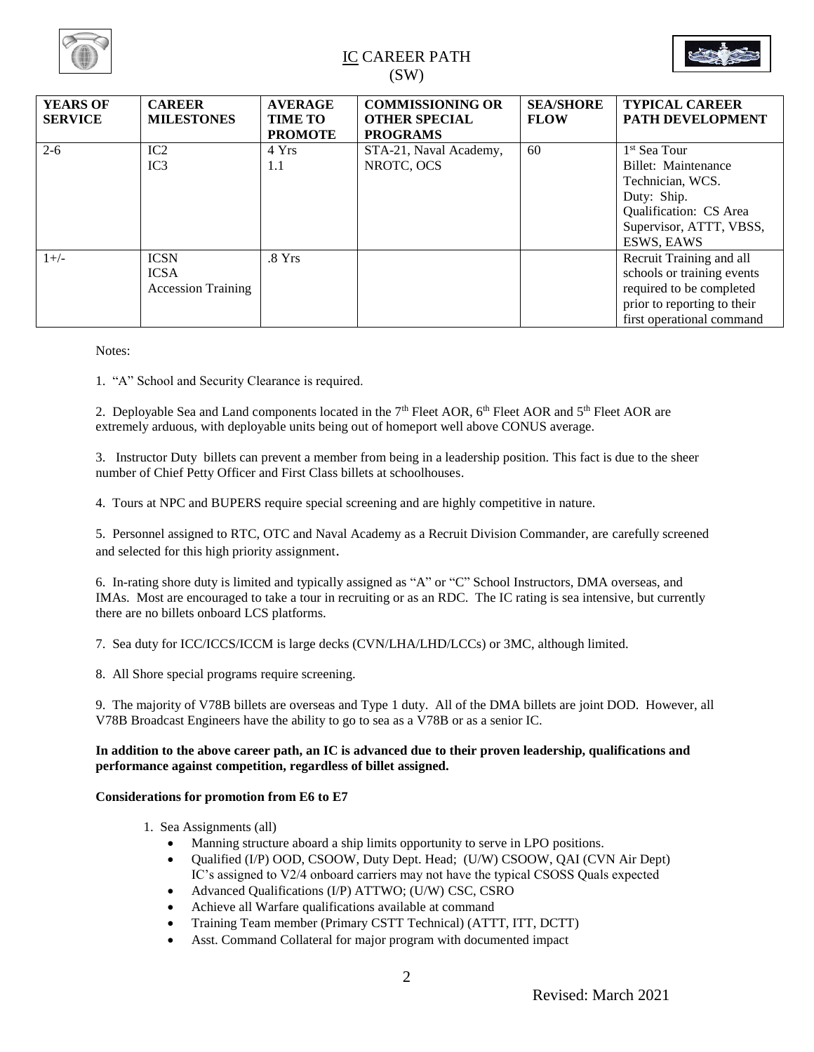# IC CAREER PATH (SW)

| YEARS OF SERVICE | CAREER MILESTONES | AVERAGE TIME TO PROMOTE | COMMISSIONING OR OTHER SPECIAL PROGRAMS | SEA/SHORE FLOW | TYPICAL CAREER PATH DEVELOPMENT |
|---|---|---|---|---|---|
| 2-6 | IC2<br>IC3 | 4 Yrs<br>1.1 | STA-21, Naval Academy, NROTC, OCS | 60 | 1st Sea Tour<br>Billet: Maintenance Technician, WCS.<br>Duty: Ship.<br>Qualification: CS Area Supervisor, ATTT, VBSS, ESWS, EAWS |
| 1+/- | ICSN<br>ICSA<br>Accession Training | .8 Yrs | | | Recruit Training and all schools or training events required to be completed prior to reporting to their first operational command |

Notes:

1. "A" School and Security Clearance is required.

2. Deployable Sea and Land components located in the 7th Fleet AOR, 6th Fleet AOR and 5th Fleet AOR are extremely arduous, with deployable units being out of homeport well above CONUS average.

3. Instructor Duty billets can prevent a member from being in a leadership position. This fact is due to the sheer number of Chief Petty Officer and First Class billets at schoolhouses.

4. Tours at NPC and BUPERS require special screening and are highly competitive in nature.

5. Personnel assigned to RTC, OTC and Naval Academy as a Recruit Division Commander, are carefully screened and selected for this high priority assignment.

6. In-rating shore duty is limited and typically assigned as "A" or "C" School Instructors, DMA overseas, and IMAs. Most are encouraged to take a tour in recruiting or as an RDC. The IC rating is sea intensive, but currently there are no billets onboard LCS platforms.

7. Sea duty for ICC/ICCS/ICCM is large decks (CVN/LHA/LHD/LCCs) or 3MC, although limited.

8. All Shore special programs require screening.

9. The majority of V78B billets are overseas and Type 1 duty. All of the DMA billets are joint DOD. However, all V78B Broadcast Engineers have the ability to go to sea as a V78B or as a senior IC.

**In addition to the above career path, an IC is advanced due to their proven leadership, qualifications and performance against competition, regardless of billet assigned.**

**Considerations for promotion from E6 to E7**

1. Sea Assignments (all)
   - Manning structure aboard a ship limits opportunity to serve in LPO positions.
   - Qualified (I/P) OOD, CSOOW, Duty Dept. Head; (U/W) CSOOW, QAI (CVN Air Dept) IC's assigned to V2/4 onboard carriers may not have the typical CSOSS Quals expected
   - Advanced Qualifications (I/P) ATTWO; (U/W) CSC, CSRO
   - Achieve all Warfare qualifications available at command
   - Training Team member (Primary CSTT Technical) (ATTT, ITT, DCTT)
   - Asst. Command Collateral for major program with documented impact

Revised: March 2021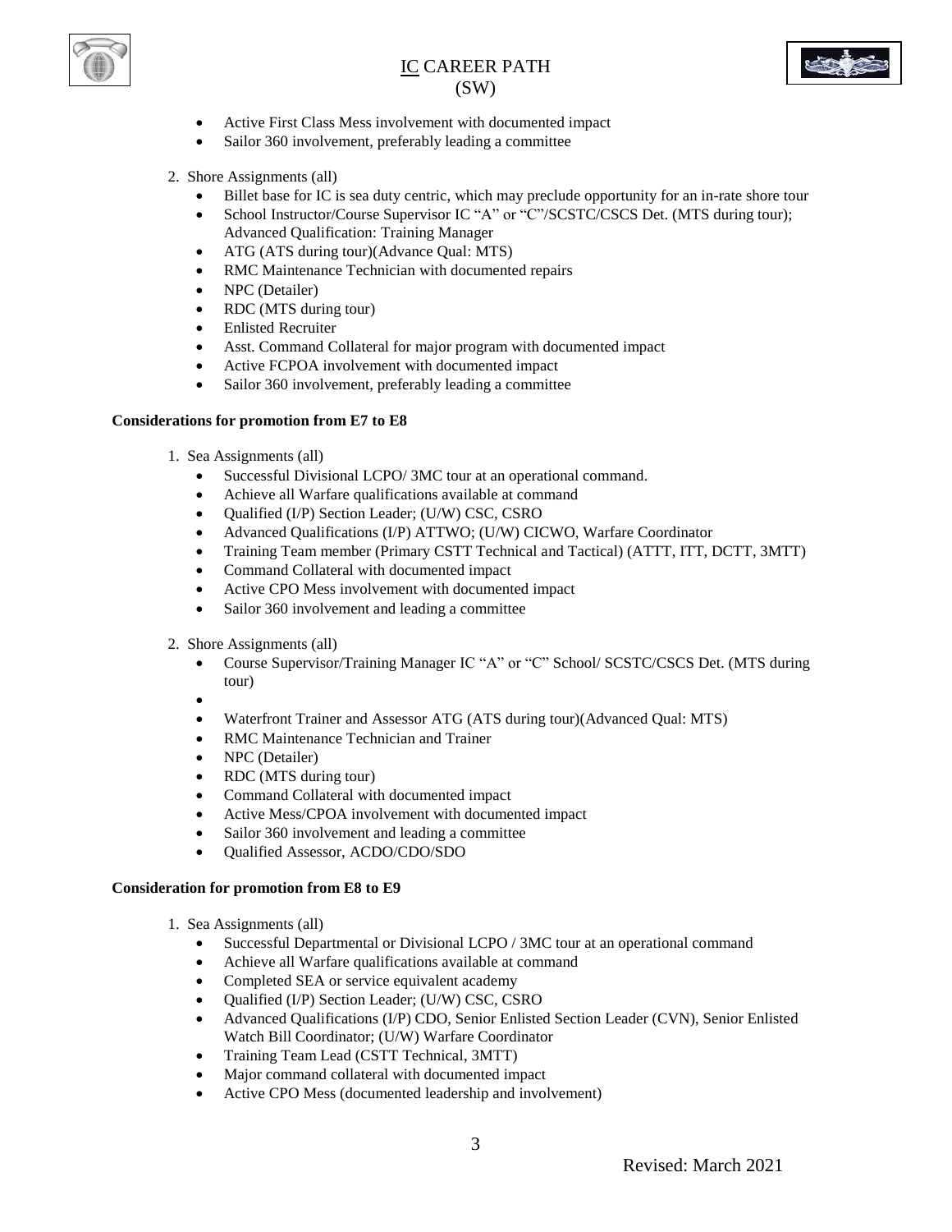- Active First Class Mess involvement with documented impact
- Sailor 360 involvement, preferably leading a committee

2. Shore Assignments (all)
   - Billet base for IC is sea duty centric, which may preclude opportunity for an in-rate shore tour
   - School Instructor/Course Supervisor IC "A" or "C"/SCSTC/CSCS Det. (MTS during tour); Advanced Qualification: Training Manager
   - ATG (ATS during tour)(Advance Qual: MTS)
   - RMC Maintenance Technician with documented repairs
   - NPC (Detailer)
   - RDC (MTS during tour)
   - Enlisted Recruiter
   - Asst. Command Collateral for major program with documented impact
   - Active FCPOA involvement with documented impact
   - Sailor 360 involvement, preferably leading a committee

**Considerations for promotion from E7 to E8**

1. Sea Assignments (all)
   - Successful Divisional LCPO/ 3MC tour at an operational command.
   - Achieve all Warfare qualifications available at command
   - Qualified (I/P) Section Leader; (U/W) CSC, CSRO
   - Advanced Qualifications (I/P) ATTWO; (U/W) CICWO, Warfare Coordinator
   - Training Team member (Primary CSTT Technical and Tactical) (ATTT, ITT, DCTT, 3MTT)
   - Command Collateral with documented impact
   - Active CPO Mess involvement with documented impact
   - Sailor 360 involvement and leading a committee

2. Shore Assignments (all)
   - Course Supervisor/Training Manager IC "A" or "C" School/ SCSTC/CSCS Det. (MTS during tour)
   - 
   - Waterfront Trainer and Assessor ATG (ATS during tour)(Advanced Qual: MTS)
   - RMC Maintenance Technician and Trainer
   - NPC (Detailer)
   - RDC (MTS during tour)
   - Command Collateral with documented impact
   - Active Mess/CPOA involvement with documented impact
   - Sailor 360 involvement and leading a committee
   - Qualified Assessor, ACDO/CDO/SDO

**Consideration for promotion from E8 to E9**

1. Sea Assignments (all)
   - Successful Departmental or Divisional LCPO / 3MC tour at an operational command
   - Achieve all Warfare qualifications available at command
   - Completed SEA or service equivalent academy
   - Qualified (I/P) Section Leader; (U/W) CSC, CSRO
   - Advanced Qualifications (I/P) CDO, Senior Enlisted Section Leader (CVN), Senior Enlisted Watch Bill Coordinator; (U/W) Warfare Coordinator
   - Training Team Lead (CSTT Technical, 3MTT)
   - Major command collateral with documented impact
   - Active CPO Mess (documented leadership and involvement)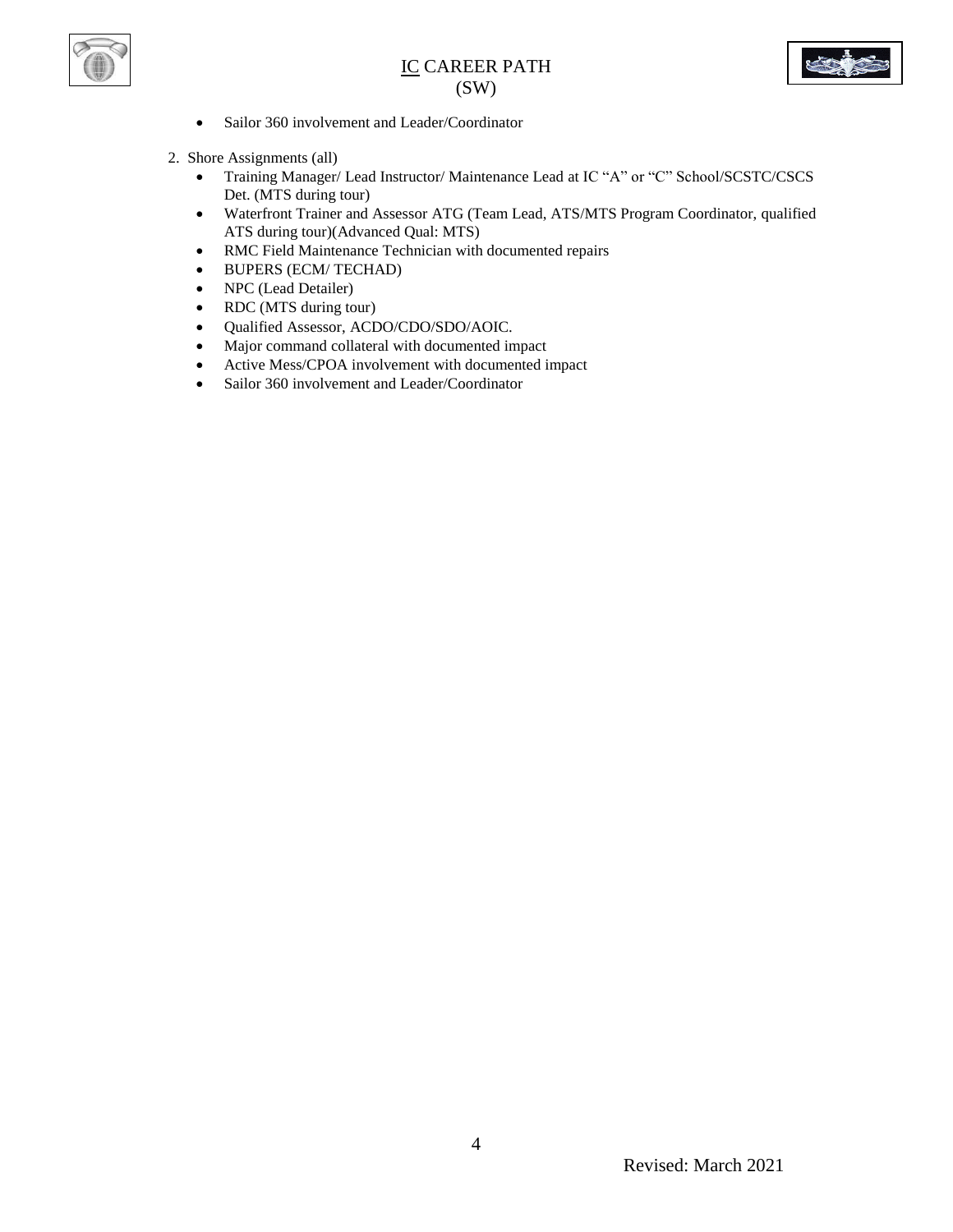- Sailor 360 involvement and Leader/Coordinator

2. Shore Assignments (all)
   - Training Manager/ Lead Instructor/ Maintenance Lead at IC "A" or "C" School/SCSTC/CSCS Det. (MTS during tour)
   - Waterfront Trainer and Assessor ATG (Team Lead, ATS/MTS Program Coordinator, qualified ATS during tour)(Advanced Qual: MTS)
   - RMC Field Maintenance Technician with documented repairs
   - BUPERS (ECM/ TECHAD)
   - NPC (Lead Detailer)
   - RDC (MTS during tour)
   - Qualified Assessor, ACDO/CDO/SDO/AOIC.
   - Major command collateral with documented impact
   - Active Mess/CPOA involvement with documented impact
   - Sailor 360 involvement and Leader/Coordinator